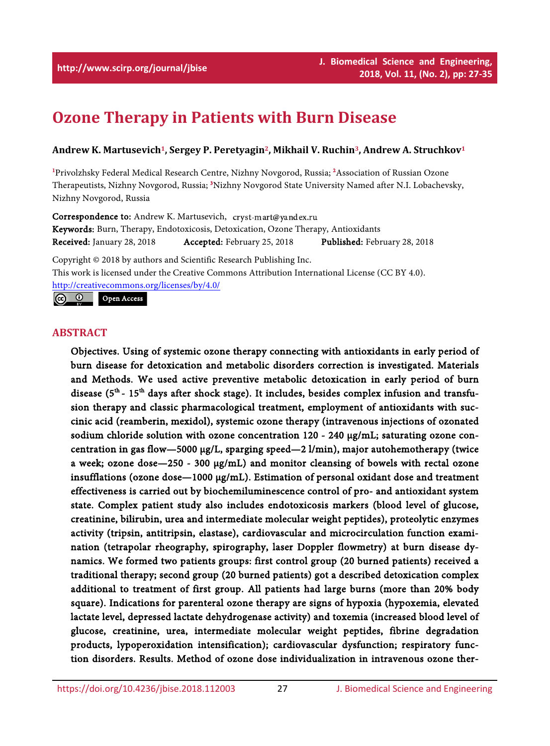# Ozone Therapy in Patients with Burn Disease

**Andrew K. Martusevich[1], Sergey P. Peretyagin[2], Mikhail V. Ruchin[3], Andrew A. Struchkov[1]**

[1]Privolzhsky Federal Medical Research Centre, Nizhny Novgorod, Russia; [2]Association of Russian Ozone Therapeutists, Nizhny Novgorod, Russia; [3]Nizhny Novgorod State University Named after N.I. Lobachevsky, Nizhny Novgorod, Russia

**Correspondence to:** Andrew K. Martusevich, cryst-mart@yandex.ru
**Keywords:** Burn, Therapy, Endotoxicosis, Detoxication, Ozone Therapy, Antioxidants
**Received:** January 28, 2018 **Accepted:** February 25, 2018 **Published:** February 28, 2018

Copyright © 2018 by authors and Scientific Research Publishing Inc.
This work is licensed under the Creative Commons Attribution International License (CC BY 4.0).
http://creativecommons.org/licenses/by/4.0/

Open Access

## ABSTRACT

**Objectives. Using of systemic ozone therapy connecting with antioxidants in early period of burn disease for detoxication and metabolic disorders correction is investigated. Materials and Methods. We used active preventive metabolic detoxication in early period of burn disease (5th - 15th days after shock stage). It includes, besides complex infusion and transfusion therapy and classic pharmacological treatment, employment of antioxidants with succinic acid (reamberin, mexidol), systemic ozone therapy (intravenous injections of ozonated sodium chloride solution with ozone concentration 120 - 240 μg/mL; saturating ozone concentration in gas flow—5000 μg/L, sparging speed—2 l/min), major autohemotherapy (twice a week; ozone dose—250 - 300 μg/mL) and monitor cleansing of bowels with rectal ozone insufflations (ozone dose—1000 μg/mL). Estimation of personal oxidant dose and treatment effectiveness is carried out by biochemiluminescence control of pro- and antioxidant system state. Complex patient study also includes endotoxicosis markers (blood level of glucose, creatinine, bilirubin, urea and intermediate molecular weight peptides), proteolytic enzymes activity (tripsin, antitripsin, elastase), cardiovascular and microcirculation function examination (tetrapolar rheography, spirography, laser Doppler flowmetry) at burn disease dynamics. We formed two patients groups: first control group (20 burned patients) received a traditional therapy; second group (20 burned patients) got a described detoxication complex additional to treatment of first group. All patients had large burns (more than 20% body square). Indications for parenteral ozone therapy are signs of hypoxia (hypoxemia, elevated lactate level, depressed lactate dehydrogenase activity) and toxemia (increased blood level of glucose, creatinine, urea, intermediate molecular weight peptides, fibrine degradation products, lypoperoxidation intensification); cardiovascular dysfunction; respiratory function disorders. Results. Method of ozone dose individualization in intravenous ozone ther-**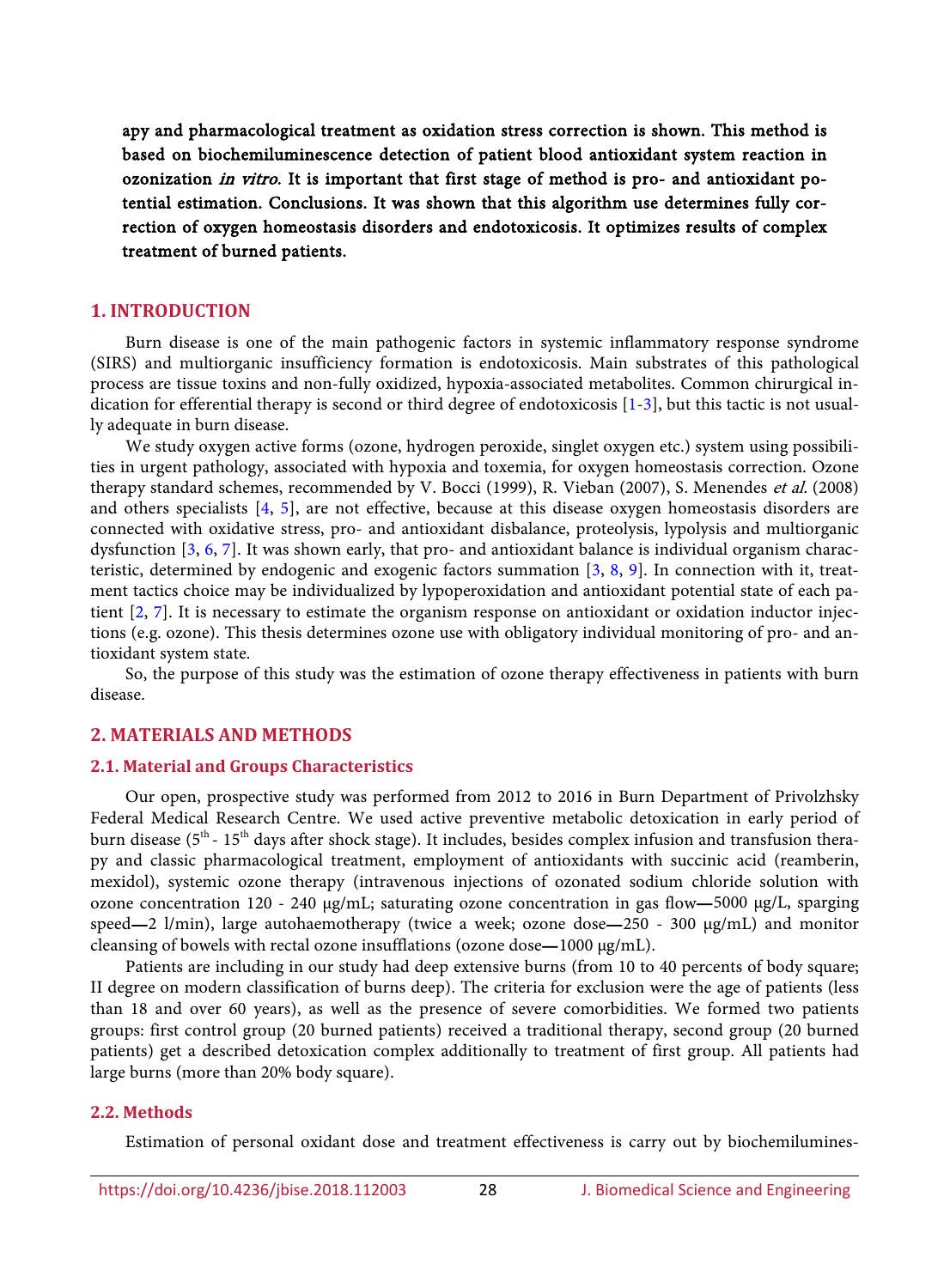**apy and pharmacological treatment as oxidation stress correction is shown. This method is based on biochemiluminescence detection of patient blood antioxidant system reaction in ozonization *in vitro*. It is important that first stage of method is pro- and antioxidant potential estimation. Conclusions. It was shown that this algorithm use determines fully correction of oxygen homeostasis disorders and endotoxicosis. It optimizes results of complex treatment of burned patients.**

## 1. INTRODUCTION

Burn disease is one of the main pathogenic factors in systemic inflammatory response syndrome (SIRS) and multiorganic insufficiency formation is endotoxicosis. Main substrates of this pathological process are tissue toxins and non-fully oxidized, hypoxia-associated metabolites. Common chirurgical indication for efferential therapy is second or third degree of endotoxicosis [1-3], but this tactic is not usually adequate in burn disease.

We study oxygen active forms (ozone, hydrogen peroxide, singlet oxygen etc.) system using possibilities in urgent pathology, associated with hypoxia and toxemia, for oxygen homeostasis correction. Ozone therapy standard schemes, recommended by V. Bocci (1999), R. Vieban (2007), S. Menendes *et al.* (2008) and others specialists [4, 5], are not effective, because at this disease oxygen homeostasis disorders are connected with oxidative stress, pro- and antioxidant disbalance, proteolysis, lypolysis and multiorganic dysfunction [3, 6, 7]. It was shown early, that pro- and antioxidant balance is individual organism characteristic, determined by endogenic and exogenic factors summation [3, 8, 9]. In connection with it, treatment tactics choice may be individualized by lypoperoxidation and antioxidant potential state of each patient [2, 7]. It is necessary to estimate the organism response on antioxidant or oxidation inductor injections (e.g. ozone). This thesis determines ozone use with obligatory individual monitoring of pro- and antioxidant system state.

So, the purpose of this study was the estimation of ozone therapy effectiveness in patients with burn disease.

## 2. MATERIALS AND METHODS

### 2.1. Material and Groups Characteristics

Our open, prospective study was performed from 2012 to 2016 in Burn Department of Privolzhsky Federal Medical Research Centre. We used active preventive metabolic detoxication in early period of burn disease (5th - 15th days after shock stage). It includes, besides complex infusion and transfusion therapy and classic pharmacological treatment, employment of antioxidants with succinic acid (reamberin, mexidol), systemic ozone therapy (intravenous injections of ozonated sodium chloride solution with ozone concentration 120 - 240 μg/mL; saturating ozone concentration in gas flow—5000 μg/L, sparging speed—2 l/min), large autohaemotherapy (twice a week; ozone dose—250 - 300 μg/mL) and monitor cleansing of bowels with rectal ozone insufflations (ozone dose—1000 μg/mL).

Patients are including in our study had deep extensive burns (from 10 to 40 percents of body square; II degree on modern classification of burns deep). The criteria for exclusion were the age of patients (less than 18 and over 60 years), as well as the presence of severe comorbidities. We formed two patients groups: first control group (20 burned patients) received a traditional therapy, second group (20 burned patients) get a described detoxication complex additionally to treatment of first group. All patients had large burns (more than 20% body square).

### 2.2. Methods

Estimation of personal oxidant dose and treatment effectiveness is carry out by biochemilumines-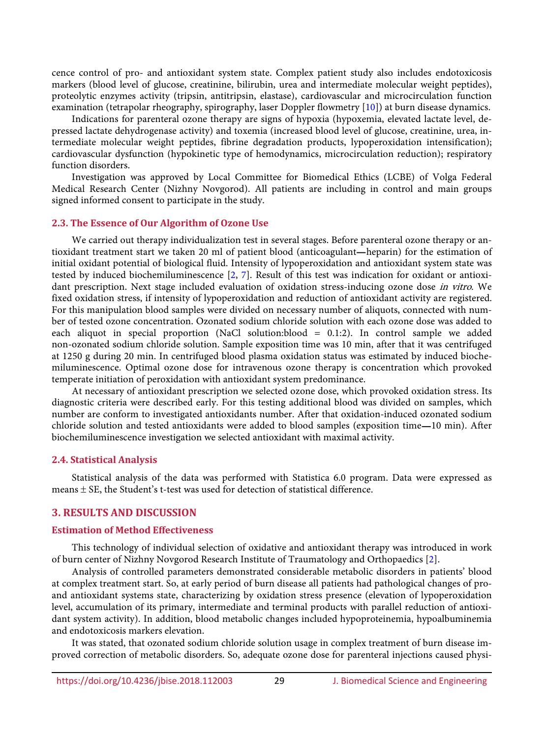cence control of pro- and antioxidant system state. Complex patient study also includes endotoxicosis markers (blood level of glucose, creatinine, bilirubin, urea and intermediate molecular weight peptides), proteolytic enzymes activity (tripsin, antitripsin, elastase), cardiovascular and microcirculation function examination (tetrapolar rheography, spirography, laser Doppler flowmetry [10]) at burn disease dynamics.

Indications for parenteral ozone therapy are signs of hypoxia (hypoxemia, elevated lactate level, depressed lactate dehydrogenase activity) and toxemia (increased blood level of glucose, creatinine, urea, intermediate molecular weight peptides, fibrine degradation products, lypoperoxidation intensification); cardiovascular dysfunction (hypokinetic type of hemodynamics, microcirculation reduction); respiratory function disorders.

Investigation was approved by Local Committee for Biomedical Ethics (LCBE) of Volga Federal Medical Research Center (Nizhny Novgorod). All patients are including in control and main groups signed informed consent to participate in the study.

### 2.3. The Essence of Our Algorithm of Ozone Use

We carried out therapy individualization test in several stages. Before parenteral ozone therapy or antioxidant treatment start we taken 20 ml of patient blood (anticoagulant—heparin) for the estimation of initial oxidant potential of biological fluid. Intensity of lypoperoxidation and antioxidant system state was tested by induced biochemiluminescence [2, 7]. Result of this test was indication for oxidant or antioxidant prescription. Next stage included evaluation of oxidation stress-inducing ozone dose *in vitro*. We fixed oxidation stress, if intensity of lypoperoxidation and reduction of antioxidant activity are registered. For this manipulation blood samples were divided on necessary number of aliquots, connected with number of tested ozone concentration. Ozonated sodium chloride solution with each ozone dose was added to each aliquot in special proportion (NaCl solution:blood = 0.1:2). In control sample we added non-ozonated sodium chloride solution. Sample exposition time was 10 min, after that it was centrifuged at 1250 g during 20 min. In centrifuged blood plasma oxidation status was estimated by induced biochemiluminescence. Optimal ozone dose for intravenous ozone therapy is concentration which provoked temperate initiation of peroxidation with antioxidant system predominance.

At necessary of antioxidant prescription we selected ozone dose, which provoked oxidation stress. Its diagnostic criteria were described early. For this testing additional blood was divided on samples, which number are conform to investigated antioxidants number. After that oxidation-induced ozonated sodium chloride solution and tested antioxidants were added to blood samples (exposition time—10 min). After biochemiluminescence investigation we selected antioxidant with maximal activity.

### 2.4. Statistical Analysis

Statistical analysis of the data was performed with Statistica 6.0 program. Data were expressed as means ± SE, the Student's t-test was used for detection of statistical difference.

## 3. RESULTS AND DISCUSSION

### Estimation of Method Effectiveness

This technology of individual selection of oxidative and antioxidant therapy was introduced in work of burn center of Nizhny Novgorod Research Institute of Traumatology and Orthopaedics [2].

Analysis of controlled parameters demonstrated considerable metabolic disorders in patients' blood at complex treatment start. So, at early period of burn disease all patients had pathological changes of pro- and antioxidant systems state, characterizing by oxidation stress presence (elevation of lypoperoxidation level, accumulation of its primary, intermediate and terminal products with parallel reduction of antioxidant system activity). In addition, blood metabolic changes included hypoproteinemia, hypoalbuminemia and endotoxicosis markers elevation.

It was stated, that ozonated sodium chloride solution usage in complex treatment of burn disease improved correction of metabolic disorders. So, adequate ozone dose for parenteral injections caused physi-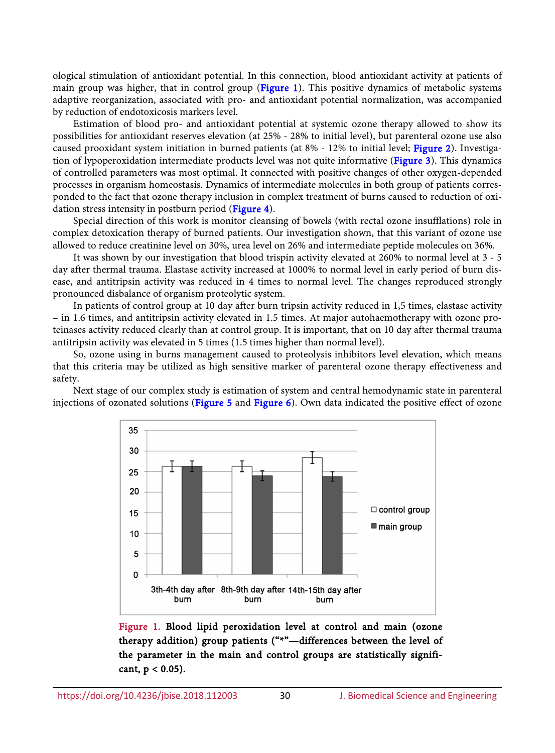ological stimulation of antioxidant potential. In this connection, blood antioxidant activity at patients of main group was higher, that in control group (Figure 1). This positive dynamics of metabolic systems adaptive reorganization, associated with pro- and antioxidant potential normalization, was accompanied by reduction of endotoxicosis markers level.

Estimation of blood pro- and antioxidant potential at systemic ozone therapy allowed to show its possibilities for antioxidant reserves elevation (at 25% - 28% to initial level), but parenteral ozone use also caused prooxidant system initiation in burned patients (at 8% - 12% to initial level; Figure 2). Investigation of lypoperoxidation intermediate products level was not quite informative (Figure 3). This dynamics of controlled parameters was most optimal. It connected with positive changes of other oxygen-depended processes in organism homeostasis. Dynamics of intermediate molecules in both group of patients corresponded to the fact that ozone therapy inclusion in complex treatment of burns caused to reduction of oxidation stress intensity in postburn period (Figure 4).

Special direction of this work is monitor cleansing of bowels (with rectal ozone insufflations) role in complex detoxication therapy of burned patients. Our investigation shown, that this variant of ozone use allowed to reduce creatinine level on 30%, urea level on 26% and intermediate peptide molecules on 36%.

It was shown by our investigation that blood trispin activity elevated at 260% to normal level at 3 - 5 day after thermal trauma. Elastase activity increased at 1000% to normal level in early period of burn disease, and antitripsin activity was reduced in 4 times to normal level. The changes reproduced strongly pronounced disbalance of organism proteolytic system.

In patients of control group at 10 day after burn tripsin activity reduced in 1,5 times, elastase activity – in 1.6 times, and antitripsin activity elevated in 1.5 times. At major autohaemotherapy with ozone proteinases activity reduced clearly than at control group. It is important, that on 10 day after thermal trauma antitripsin activity was elevated in 5 times (1.5 times higher than normal level).

So, ozone using in burns management caused to proteolysis inhibitors level elevation, which means that this criteria may be utilized as high sensitive marker of parenteral ozone therapy effectiveness and safety.

Next stage of our complex study is estimation of system and central hemodynamic state in parenteral injections of ozonated solutions (Figure 5 and Figure 6). Own data indicated the positive effect of ozone

**Figure 1.** Blood lipid peroxidation level at control and main (ozone therapy addition) group patients ("*"—differences between the level of the parameter in the main and control groups are statistically significant, $p < 0.05$).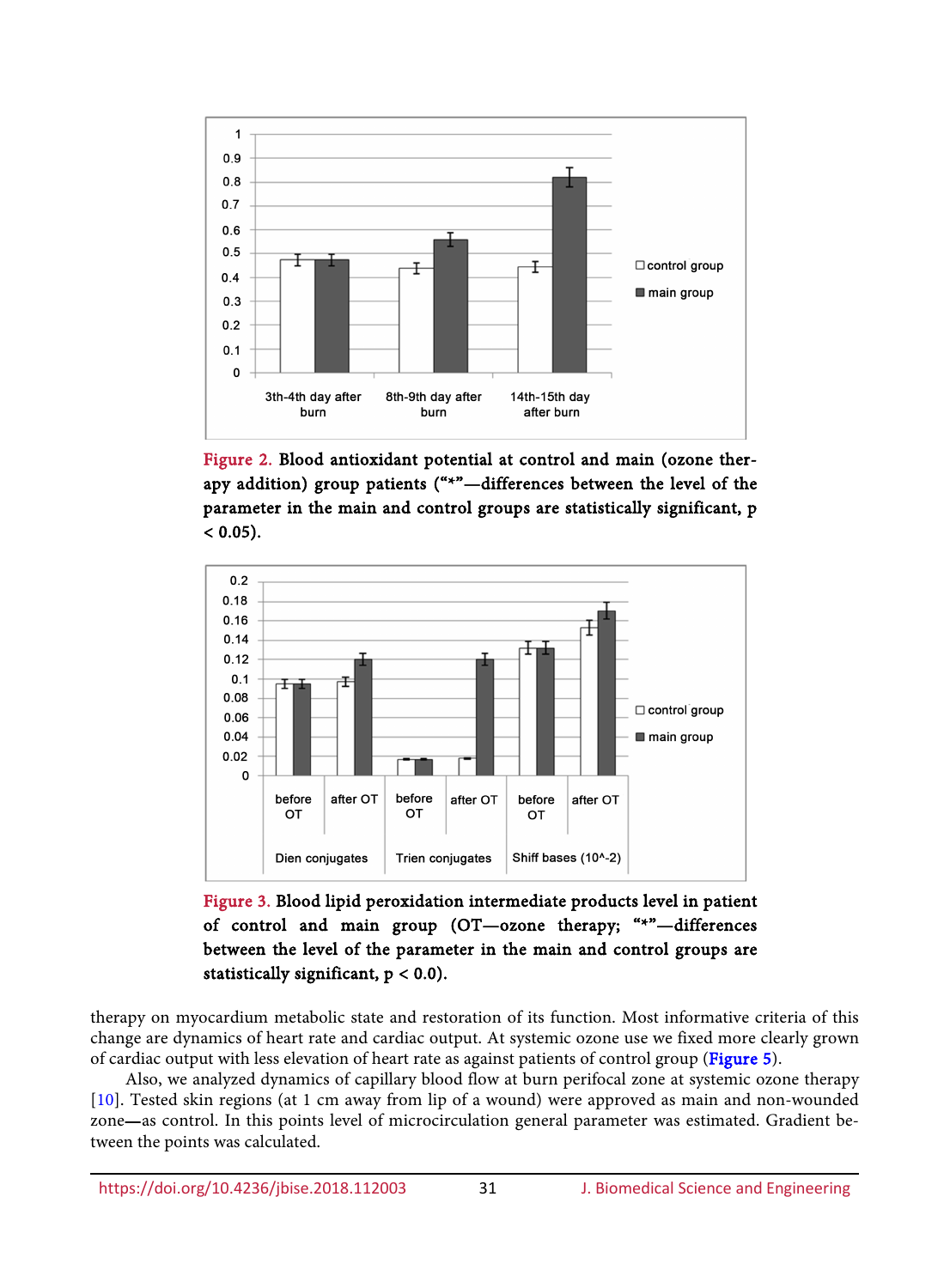Figure 2. Blood antioxidant potential at control and main (ozone therapy addition) group patients ("*"—differences between the level of the parameter in the main and control groups are statistically significant, $p < 0.05$).

Figure 3. Blood lipid peroxidation intermediate products level in patient of control and main group (OT—ozone therapy; "*"—differences between the level of the parameter in the main and control groups are statistically significant, $p < 0.0$).

therapy on myocardium metabolic state and restoration of its function. Most informative criteria of this change are dynamics of heart rate and cardiac output. At systemic ozone use we fixed more clearly grown of cardiac output with less elevation of heart rate as against patients of control group (Figure 5).

Also, we analyzed dynamics of capillary blood flow at burn perifocal zone at systemic ozone therapy [10]. Tested skin regions (at 1 cm away from lip of a wound) were approved as main and non-wounded zone—as control. In this points level of microcirculation general parameter was estimated. Gradient between the points was calculated.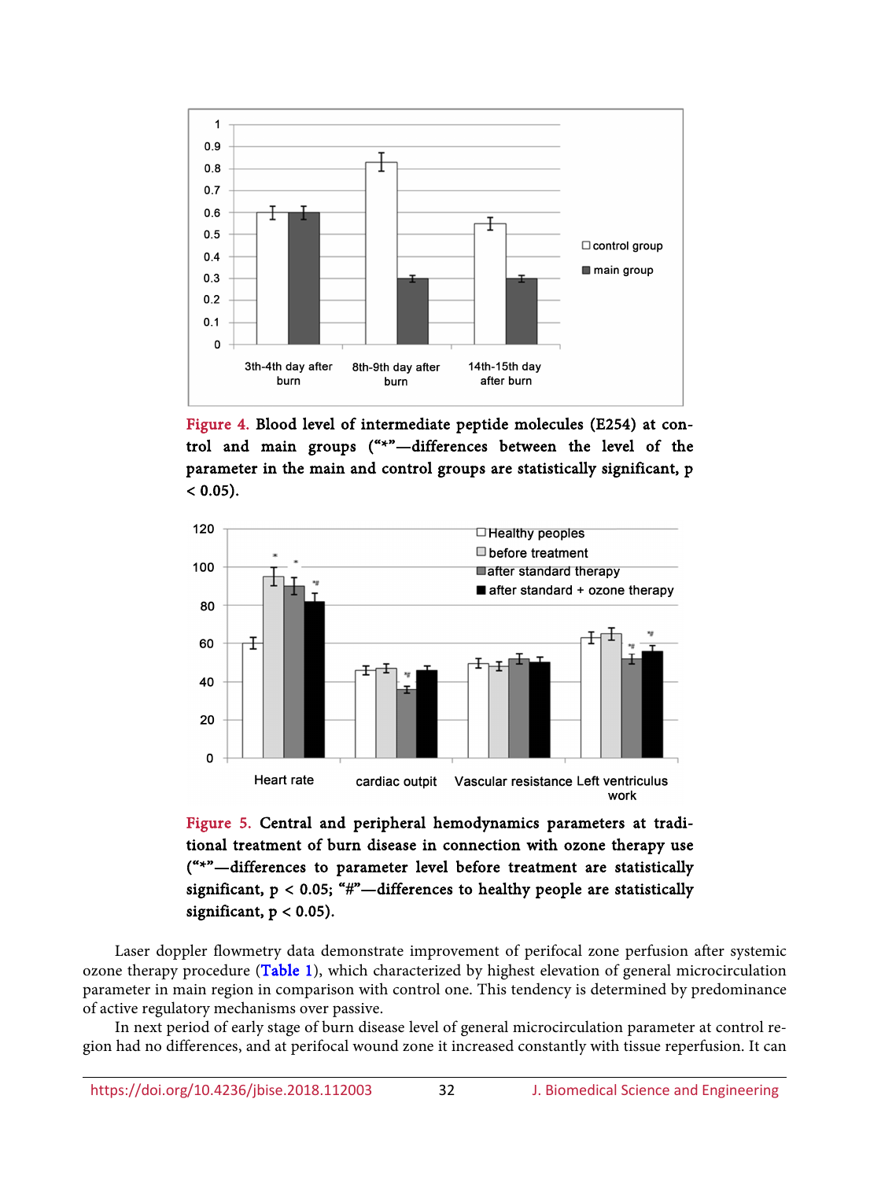**Figure 4.** Blood level of intermediate peptide molecules (E254) at control and main groups ("*"—differences between the level of the parameter in the main and control groups are statistically significant, $p < 0.05$).

**Figure 5.** Central and peripheral hemodynamics parameters at traditional treatment of burn disease in connection with ozone therapy use ("*"—differences to parameter level before treatment are statistically significant, $p < 0.05$; "#"—differences to healthy people are statistically significant, $p < 0.05$).

Laser doppler flowmetry data demonstrate improvement of perifocal zone perfusion after systemic ozone therapy procedure (Table 1), which characterized by highest elevation of general microcirculation parameter in main region in comparison with control one. This tendency is determined by predominance of active regulatory mechanisms over passive.

In next period of early stage of burn disease level of general microcirculation parameter at control region had no differences, and at perifocal wound zone it increased constantly with tissue reperfusion. It can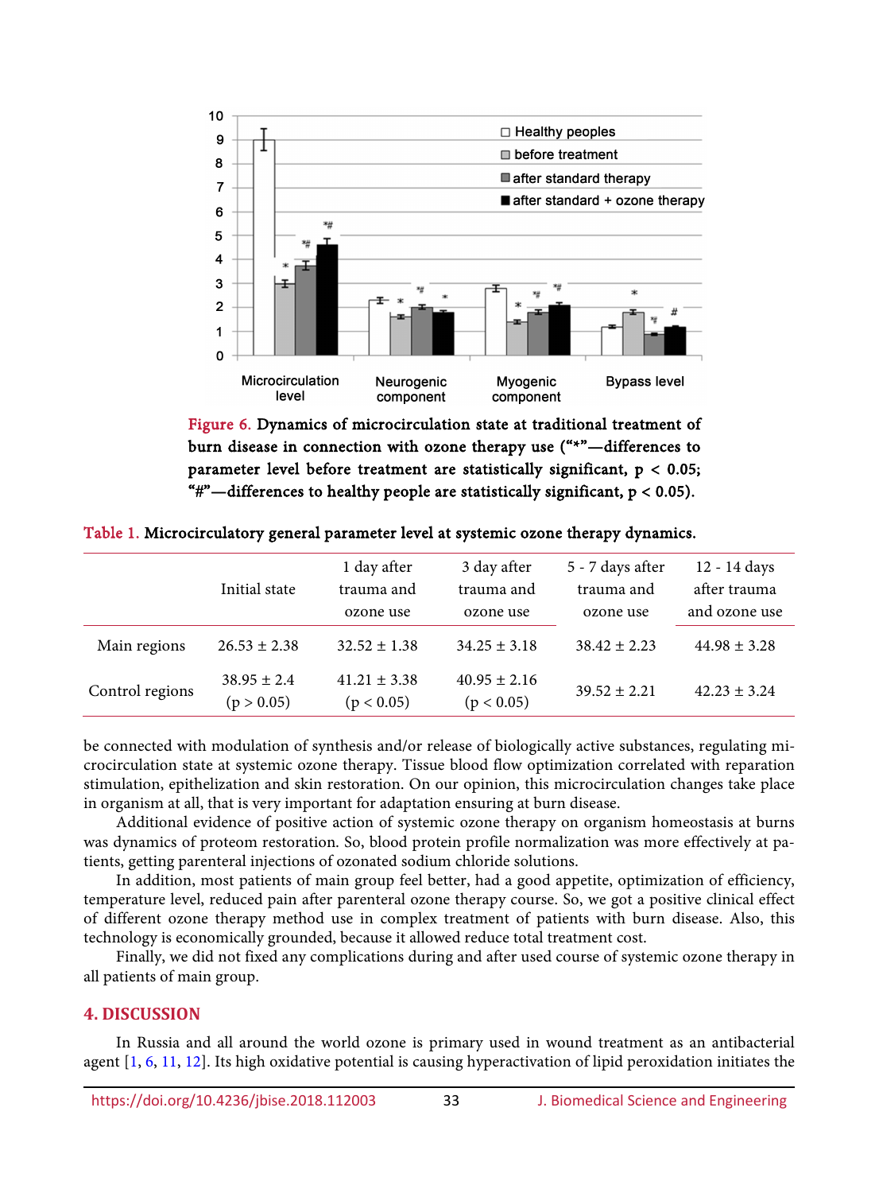Figure 6. Dynamics of microcirculation state at traditional treatment of burn disease in connection with ozone therapy use ("*"—differences to parameter level before treatment are statistically significant, $p < 0.05$; "#"—differences to healthy people are statistically significant, $p < 0.05$).

Table 1. Microcirculatory general parameter level at systemic ozone therapy dynamics.

| | Initial state | 1 day after trauma and ozone use | 3 day after trauma and ozone use | 5 - 7 days after trauma and ozone use | 12 - 14 days after trauma and ozone use |
|---|---|---|---|---|---|
| Main regions | 26.53 ± 2.38 | 32.52 ± 1.38 | 34.25 ± 3.18 | 38.42 ± 2.23 | 44.98 ± 3.28 |
| Control regions | 38.95 ± 2.4 ($p > 0.05$) | 41.21 ± 3.38 ($p < 0.05$) | 40.95 ± 2.16 ($p < 0.05$) | 39.52 ± 2.21 | 42.23 ± 3.24 |

be connected with modulation of synthesis and/or release of biologically active substances, regulating microcirculation state at systemic ozone therapy. Tissue blood flow optimization correlated with reparation stimulation, epithelization and skin restoration. On our opinion, this microcirculation changes take place in organism at all, that is very important for adaptation ensuring at burn disease.

Additional evidence of positive action of systemic ozone therapy on organism homeostasis at burns was dynamics of proteom restoration. So, blood protein profile normalization was more effectively at patients, getting parenteral injections of ozonated sodium chloride solutions.

In addition, most patients of main group feel better, had a good appetite, optimization of efficiency, temperature level, reduced pain after parenteral ozone therapy course. So, we got a positive clinical effect of different ozone therapy method use in complex treatment of patients with burn disease. Also, this technology is economically grounded, because it allowed reduce total treatment cost.

Finally, we did not fixed any complications during and after used course of systemic ozone therapy in all patients of main group.

## 4. DISCUSSION

In Russia and all around the world ozone is primary used in wound treatment as an antibacterial agent [1, 6, 11, 12]. Its high oxidative potential is causing hyperactivation of lipid peroxidation initiates the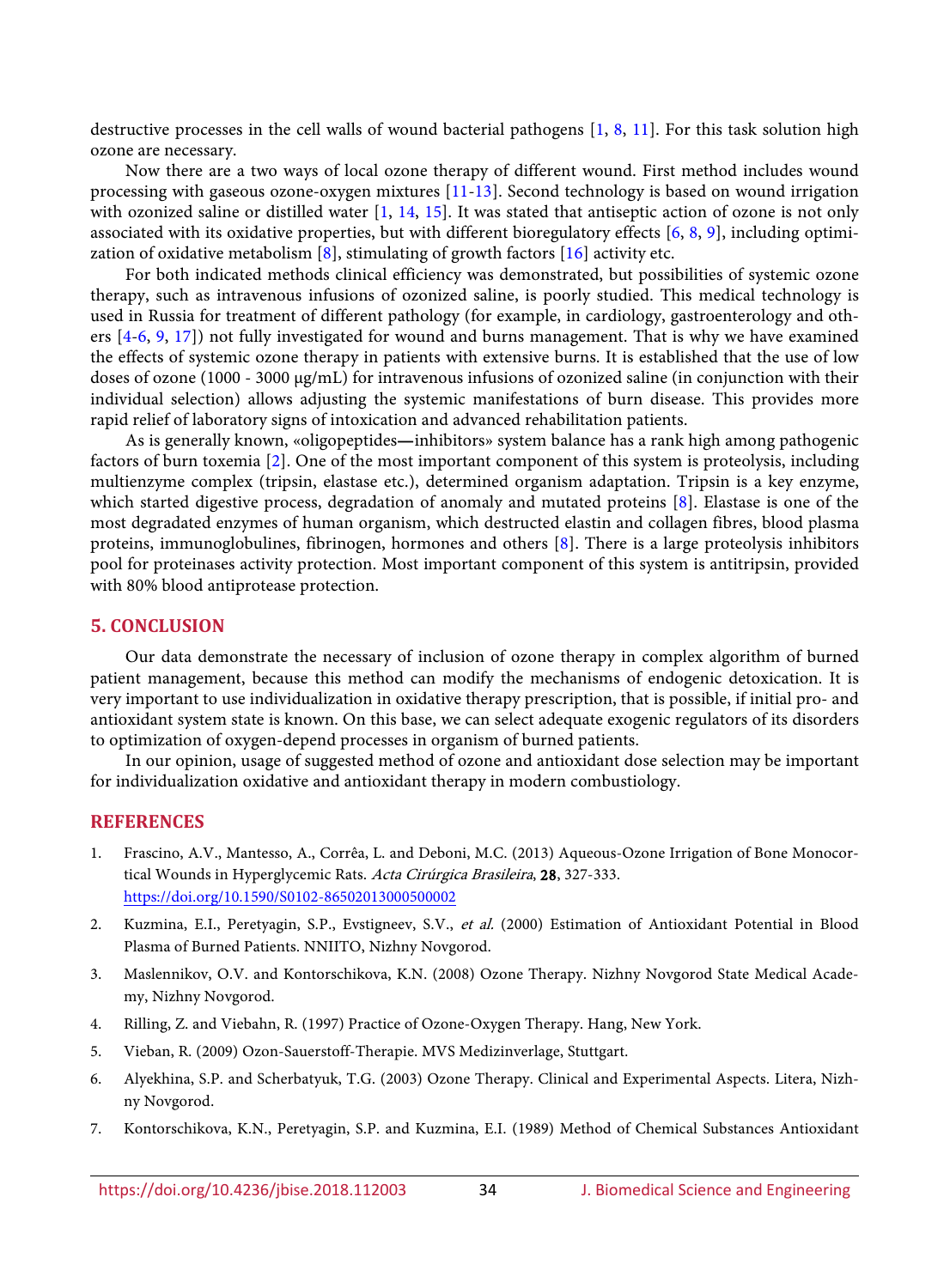destructive processes in the cell walls of wound bacterial pathogens [1, 8, 11]. For this task solution high ozone are necessary.

Now there are a two ways of local ozone therapy of different wound. First method includes wound processing with gaseous ozone-oxygen mixtures [11-13]. Second technology is based on wound irrigation with ozonized saline or distilled water [1, 14, 15]. It was stated that antiseptic action of ozone is not only associated with its oxidative properties, but with different bioregulatory effects [6, 8, 9], including optimization of oxidative metabolism [8], stimulating of growth factors [16] activity etc.

For both indicated methods clinical efficiency was demonstrated, but possibilities of systemic ozone therapy, such as intravenous infusions of ozonized saline, is poorly studied. This medical technology is used in Russia for treatment of different pathology (for example, in cardiology, gastroenterology and others [4-6, 9, 17]) not fully investigated for wound and burns management. That is why we have examined the effects of systemic ozone therapy in patients with extensive burns. It is established that the use of low doses of ozone (1000 - 3000 μg/mL) for intravenous infusions of ozonized saline (in conjunction with their individual selection) allows adjusting the systemic manifestations of burn disease. This provides more rapid relief of laboratory signs of intoxication and advanced rehabilitation patients.

As is generally known, «oligopeptides—inhibitors» system balance has a rank high among pathogenic factors of burn toxemia [2]. One of the most important component of this system is proteolysis, including multienzyme complex (tripsin, elastase etc.), determined organism adaptation. Tripsin is a key enzyme, which started digestive process, degradation of anomaly and mutated proteins [8]. Elastase is one of the most degradated enzymes of human organism, which destructed elastin and collagen fibres, blood plasma proteins, immunoglobulines, fibrinogen, hormones and others [8]. There is a large proteolysis inhibitors pool for proteinases activity protection. Most important component of this system is antitripsin, provided with 80% blood antiprotease protection.

## 5. CONCLUSION

Our data demonstrate the necessary of inclusion of ozone therapy in complex algorithm of burned patient management, because this method can modify the mechanisms of endogenic detoxication. It is very important to use individualization in oxidative therapy prescription, that is possible, if initial pro- and antioxidant system state is known. On this base, we can select adequate exogenic regulators of its disorders to optimization of oxygen-depend processes in organism of burned patients.

In our opinion, usage of suggested method of ozone and antioxidant dose selection may be important for individualization oxidative and antioxidant therapy in modern combustiology.

## REFERENCES

1. Frascino, A.V., Mantesso, A., Corrêa, L. and Deboni, M.C. (2013) Aqueous-Ozone Irrigation of Bone Monocortical Wounds in Hyperglycemic Rats. *Acta Cirúrgica Brasileira*, **28**, 327-333. https://doi.org/10.1590/S0102-86502013000500002
2. Kuzmina, E.I., Peretyagin, S.P., Evstigneev, S.V., *et al.* (2000) Estimation of Antioxidant Potential in Blood Plasma of Burned Patients. NNIITO, Nizhny Novgorod.
3. Maslennikov, O.V. and Kontorschikova, K.N. (2008) Ozone Therapy. Nizhny Novgorod State Medical Academy, Nizhny Novgorod.
4. Rilling, Z. and Viebahn, R. (1997) Practice of Ozone-Oxygen Therapy. Hang, New York.
5. Vieban, R. (2009) Ozon-Sauerstoff-Therapie. MVS Medizinverlage, Stuttgart.
6. Alyekhina, S.P. and Scherbatyuk, T.G. (2003) Ozone Therapy. Clinical and Experimental Aspects. Litera, Nizhny Novgorod.
7. Kontorschikova, K.N., Peretyagin, S.P. and Kuzmina, E.I. (1989) Method of Chemical Substances Antioxidant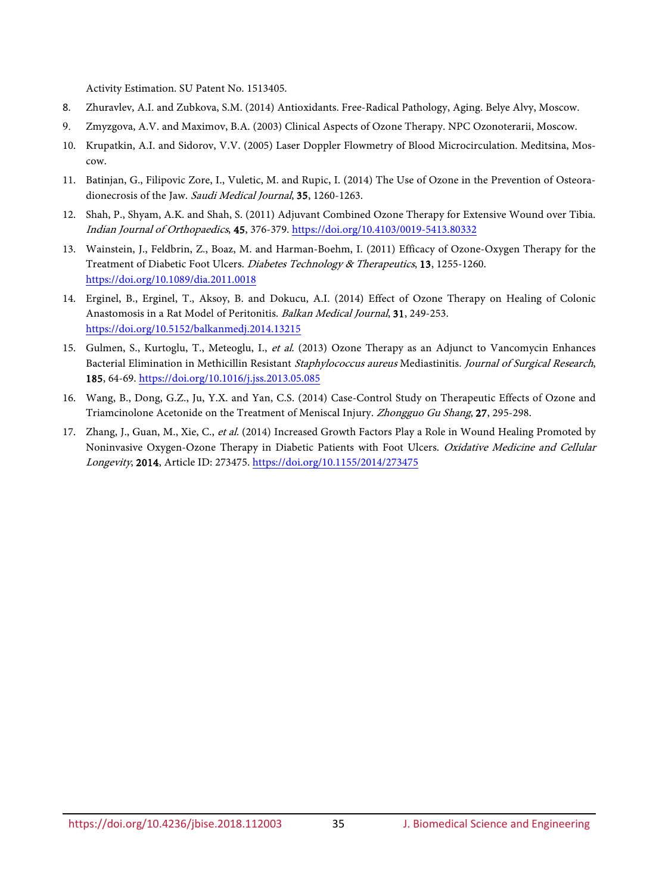Activity Estimation. SU Patent No. 1513405.

8. Zhuravlev, A.I. and Zubkova, S.M. (2014) Antioxidants. Free-Radical Pathology, Aging. Belye Alvy, Moscow.
9. Zmyzgova, A.V. and Maximov, B.A. (2003) Clinical Aspects of Ozone Therapy. NPC Ozonoterarii, Moscow.
10. Krupatkin, A.I. and Sidorov, V.V. (2005) Laser Doppler Flowmetry of Blood Microcirculation. Meditsina, Moscow.
11. Batinjan, G., Filipovic Zore, I., Vuletic, M. and Rupic, I. (2014) The Use of Ozone in the Prevention of Osteoradionecrosis of the Jaw. *Saudi Medical Journal*, **35**, 1260-1263.
12. Shah, P., Shyam, A.K. and Shah, S. (2011) Adjuvant Combined Ozone Therapy for Extensive Wound over Tibia. *Indian Journal of Orthopaedics*, **45**, 376-379. https://doi.org/10.4103/0019-5413.80332
13. Wainstein, J., Feldbrin, Z., Boaz, M. and Harman-Boehm, I. (2011) Efficacy of Ozone-Oxygen Therapy for the Treatment of Diabetic Foot Ulcers. *Diabetes Technology & Therapeutics*, **13**, 1255-1260. https://doi.org/10.1089/dia.2011.0018
14. Erginel, B., Erginel, T., Aksoy, B. and Dokucu, A.I. (2014) Effect of Ozone Therapy on Healing of Colonic Anastomosis in a Rat Model of Peritonitis. *Balkan Medical Journal*, **31**, 249-253. https://doi.org/10.5152/balkanmedj.2014.13215
15. Gulmen, S., Kurtoglu, T., Meteoglu, I., *et al.* (2013) Ozone Therapy as an Adjunct to Vancomycin Enhances Bacterial Elimination in Methicillin Resistant *Staphylococcus aureus* Mediastinitis. *Journal of Surgical Research*, **185**, 64-69. https://doi.org/10.1016/j.jss.2013.05.085
16. Wang, B., Dong, G.Z., Ju, Y.X. and Yan, C.S. (2014) Case-Control Study on Therapeutic Effects of Ozone and Triamcinolone Acetonide on the Treatment of Meniscal Injury. *Zhongguo Gu Shang*, **27**, 295-298.
17. Zhang, J., Guan, M., Xie, C., *et al.* (2014) Increased Growth Factors Play a Role in Wound Healing Promoted by Noninvasive Oxygen-Ozone Therapy in Diabetic Patients with Foot Ulcers. *Oxidative Medicine and Cellular Longevity*, **2014**, Article ID: 273475. https://doi.org/10.1155/2014/273475